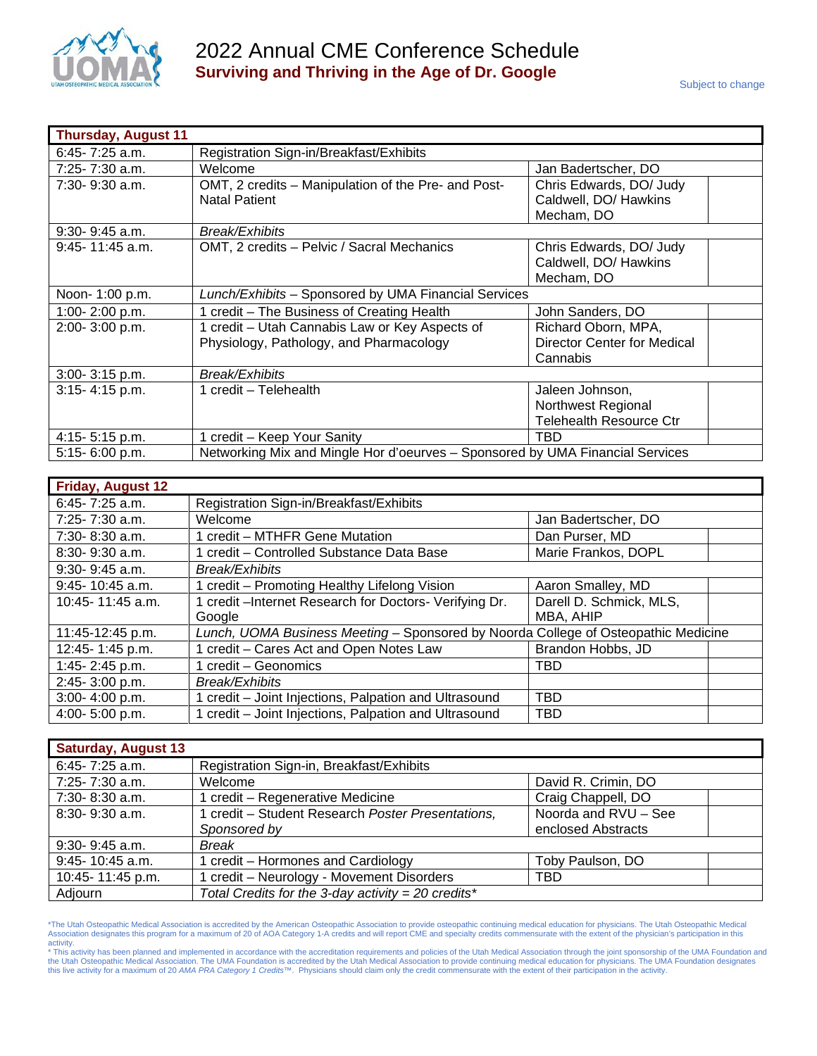# 2022 Annual CME Conference Schedule

## Surviving and Thriving in the Age of Dr. Google

Subject to change

| Thursday, August 11 | | | |
|---|---|---|---|
| 6:45- 7:25 a.m. | Registration Sign-in/Breakfast/Exhibits | | |
| 7:25- 7:30 a.m. | Welcome | Jan Badertscher, DO | |
| 7:30- 9:30 a.m. | OMT, 2 credits – Manipulation of the Pre- and Post-Natal Patient | Chris Edwards, DO/ Judy Caldwell, DO/ Hawkins Mecham, DO | |
| 9:30- 9:45 a.m. | *Break/Exhibits* | | |
| 9:45- 11:45 a.m. | OMT, 2 credits – Pelvic / Sacral Mechanics | Chris Edwards, DO/ Judy Caldwell, DO/ Hawkins Mecham, DO | |
| Noon- 1:00 p.m. | *Lunch/Exhibits* – Sponsored by UMA Financial Services | | |
| 1:00- 2:00 p.m. | 1 credit – The Business of Creating Health | John Sanders, DO | |
| 2:00- 3:00 p.m. | 1 credit – Utah Cannabis Law or Key Aspects of Physiology, Pathology, and Pharmacology | Richard Oborn, MPA, Director Center for Medical Cannabis | |
| 3:00- 3:15 p.m. | *Break/Exhibits* | | |
| 3:15- 4:15 p.m. | 1 credit – Telehealth | Jaleen Johnson, Northwest Regional Telehealth Resource Ctr | |
| 4:15- 5:15 p.m. | 1 credit – Keep Your Sanity | TBD | |
| 5:15- 6:00 p.m. | Networking Mix and Mingle Hor d'oeurves – Sponsored by UMA Financial Services | | |

| Friday, August 12 | | | |
|---|---|---|---|
| 6:45- 7:25 a.m. | Registration Sign-in/Breakfast/Exhibits | | |
| 7:25- 7:30 a.m. | Welcome | Jan Badertscher, DO | |
| 7:30- 8:30 a.m. | 1 credit – MTHFR Gene Mutation | Dan Purser, MD | |
| 8:30- 9:30 a.m. | 1 credit – Controlled Substance Data Base | Marie Frankos, DOPL | |
| 9:30- 9:45 a.m. | *Break/Exhibits* | | |
| 9:45- 10:45 a.m. | 1 credit – Promoting Healthy Lifelong Vision | Aaron Smalley, MD | |
| 10:45- 11:45 a.m. | 1 credit –Internet Research for Doctors- Verifying Dr. Google | Darell D. Schmick, MLS, MBA, AHIP | |
| 11:45-12:45 p.m. | *Lunch, UOMA Business Meeting* – Sponsored by Noorda College of Osteopathic Medicine | | |
| 12:45- 1:45 p.m. | 1 credit – Cares Act and Open Notes Law | Brandon Hobbs, JD | |
| 1:45- 2:45 p.m. | 1 credit – Geonomics | TBD | |
| 2:45- 3:00 p.m. | *Break/Exhibits* | | |
| 3:00- 4:00 p.m. | 1 credit – Joint Injections, Palpation and Ultrasound | TBD | |
| 4:00- 5:00 p.m. | 1 credit – Joint Injections, Palpation and Ultrasound | TBD | |

| Saturday, August 13 | | | |
|---|---|---|---|
| 6:45- 7:25 a.m. | Registration Sign-in, Breakfast/Exhibits | | |
| 7:25- 7:30 a.m. | Welcome | David R. Crimin, DO | |
| 7:30- 8:30 a.m. | 1 credit – Regenerative Medicine | Craig Chappell, DO | |
| 8:30- 9:30 a.m. | 1 credit – Student Research *Poster Presentations, Sponsored by* | Noorda and RVU – See enclosed Abstracts | |
| 9:30- 9:45 a.m. | *Break* | | |
| 9:45- 10:45 a.m. | 1 credit – Hormones and Cardiology | Toby Paulson, DO | |
| 10:45- 11:45 p.m. | 1 credit – Neurology - Movement Disorders | TBD | |
| Adjourn | *Total Credits for the 3-day activity = 20 credits** | | |

*The Utah Osteopathic Medical Association is accredited by the American Osteopathic Association to provide osteopathic continuing medical education for physicians. The Utah Osteopathic Medical Association designates this program for a maximum of 20 of AOA Category 1-A credits and will report CME and specialty credits commensurate with the extent of the physician's participation in this activity.

* This activity has been planned and implemented in accordance with the accreditation requirements and policies of the Utah Medical Association through the joint sponsorship of the UMA Foundation and the Utah Osteopathic Medical Association. The UMA Foundation is accredited by the Utah Medical Association to provide continuing medical education for physicians. The UMA Foundation designates this live activity for a maximum of 20 *AMA PRA Category 1 Credits™*. Physicians should claim only the credit commensurate with the extent of their participation in the activity.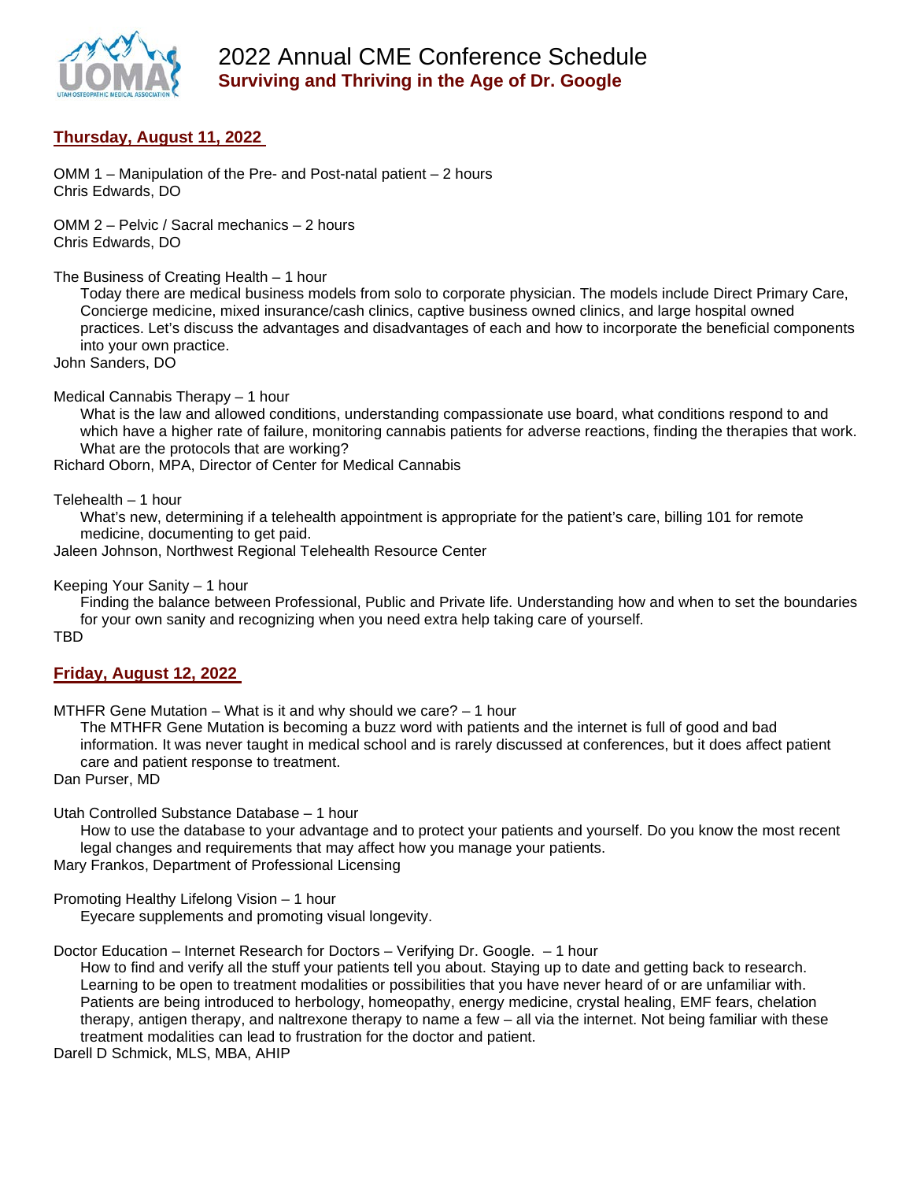# 2022 Annual CME Conference Schedule

## Surviving and Thriving in the Age of Dr. Google

### Thursday, August 11, 2022

OMM 1 – Manipulation of the Pre- and Post-natal patient – 2 hours
Chris Edwards, DO

OMM 2 – Pelvic / Sacral mechanics – 2 hours
Chris Edwards, DO

The Business of Creating Health – 1 hour

Today there are medical business models from solo to corporate physician. The models include Direct Primary Care, Concierge medicine, mixed insurance/cash clinics, captive business owned clinics, and large hospital owned practices. Let's discuss the advantages and disadvantages of each and how to incorporate the beneficial components into your own practice.

John Sanders, DO

Medical Cannabis Therapy – 1 hour

What is the law and allowed conditions, understanding compassionate use board, what conditions respond to and which have a higher rate of failure, monitoring cannabis patients for adverse reactions, finding the therapies that work. What are the protocols that are working?

Richard Oborn, MPA, Director of Center for Medical Cannabis

Telehealth – 1 hour

What's new, determining if a telehealth appointment is appropriate for the patient's care, billing 101 for remote medicine, documenting to get paid.

Jaleen Johnson, Northwest Regional Telehealth Resource Center

Keeping Your Sanity – 1 hour

Finding the balance between Professional, Public and Private life. Understanding how and when to set the boundaries for your own sanity and recognizing when you need extra help taking care of yourself.

TBD

### Friday, August 12, 2022

MTHFR Gene Mutation – What is it and why should we care? – 1 hour

The MTHFR Gene Mutation is becoming a buzz word with patients and the internet is full of good and bad information. It was never taught in medical school and is rarely discussed at conferences, but it does affect patient care and patient response to treatment.

Dan Purser, MD

Utah Controlled Substance Database – 1 hour

How to use the database to your advantage and to protect your patients and yourself. Do you know the most recent legal changes and requirements that may affect how you manage your patients.

Mary Frankos, Department of Professional Licensing

Promoting Healthy Lifelong Vision – 1 hour

Eyecare supplements and promoting visual longevity.

Doctor Education – Internet Research for Doctors – Verifying Dr. Google. – 1 hour

How to find and verify all the stuff your patients tell you about. Staying up to date and getting back to research. Learning to be open to treatment modalities or possibilities that you have never heard of or are unfamiliar with. Patients are being introduced to herbology, homeopathy, energy medicine, crystal healing, EMF fears, chelation therapy, antigen therapy, and naltrexone therapy to name a few – all via the internet. Not being familiar with these treatment modalities can lead to frustration for the doctor and patient.

Darell D Schmick, MLS, MBA, AHIP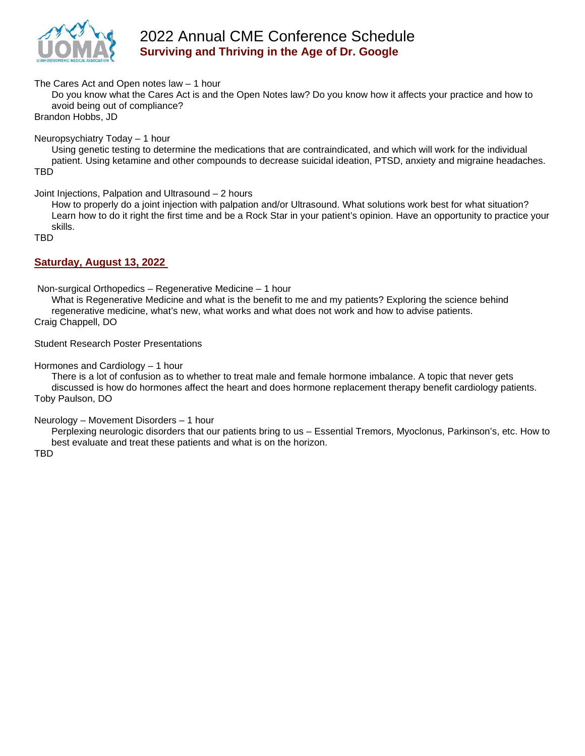# 2022 Annual CME Conference Schedule

**Surviving and Thriving in the Age of Dr. Google**

The Cares Act and Open notes law – 1 hour

Do you know what the Cares Act is and the Open Notes law? Do you know how it affects your practice and how to avoid being out of compliance?

Brandon Hobbs, JD

Neuropsychiatry Today – 1 hour

Using genetic testing to determine the medications that are contraindicated, and which will work for the individual patient. Using ketamine and other compounds to decrease suicidal ideation, PTSD, anxiety and migraine headaches.

TBD

Joint Injections, Palpation and Ultrasound – 2 hours

How to properly do a joint injection with palpation and/or Ultrasound. What solutions work best for what situation? Learn how to do it right the first time and be a Rock Star in your patient's opinion. Have an opportunity to practice your skills.

TBD

## Saturday, August 13, 2022

Non-surgical Orthopedics – Regenerative Medicine – 1 hour

What is Regenerative Medicine and what is the benefit to me and my patients? Exploring the science behind regenerative medicine, what's new, what works and what does not work and how to advise patients.

Craig Chappell, DO

Student Research Poster Presentations

Hormones and Cardiology – 1 hour

There is a lot of confusion as to whether to treat male and female hormone imbalance. A topic that never gets discussed is how do hormones affect the heart and does hormone replacement therapy benefit cardiology patients.

Toby Paulson, DO

Neurology – Movement Disorders – 1 hour

Perplexing neurologic disorders that our patients bring to us – Essential Tremors, Myoclonus, Parkinson's, etc. How to best evaluate and treat these patients and what is on the horizon.

TBD